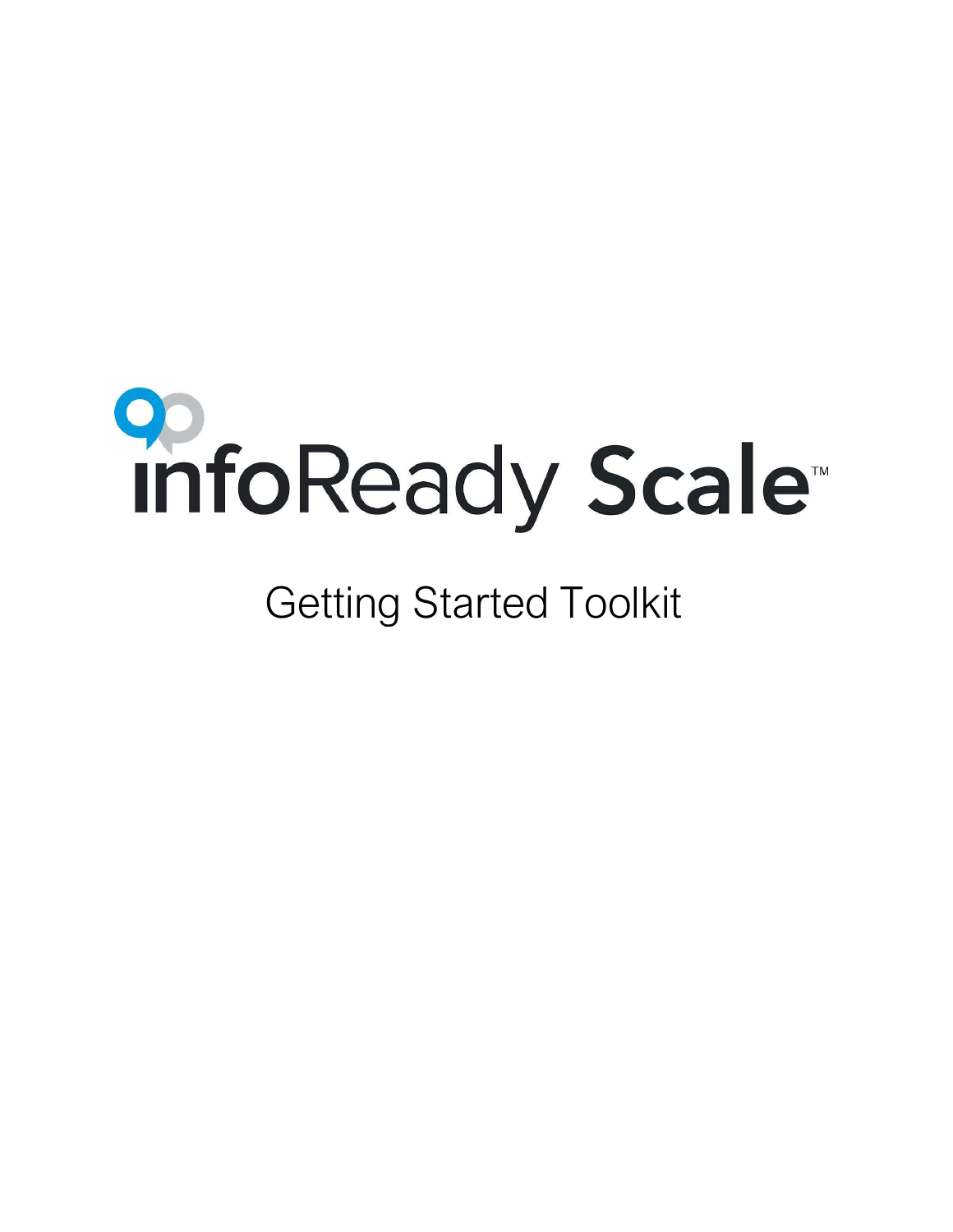# infoReady Scale™

## Getting Started Toolkit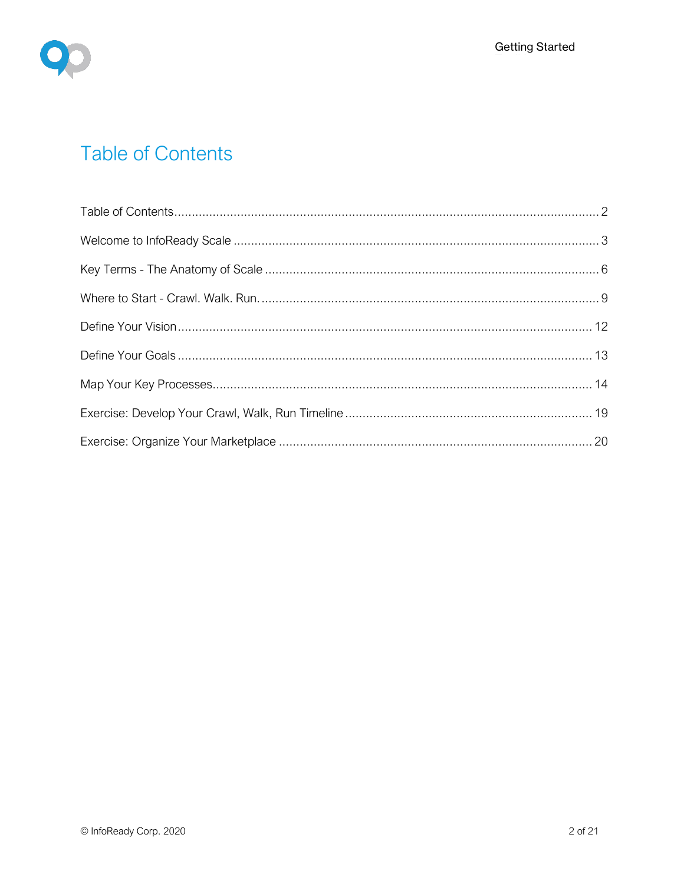# Table of Contents

Table of Contents........................................................................................................................2

Welcome to InfoReady Scale .......................................................................................................3

Key Terms - The Anatomy of Scale ...............................................................................................6

Where to Start - Crawl. Walk. Run. ................................................................................................9

Define Your Vision.....................................................................................................................12

Define Your Goals .....................................................................................................................13

Map Your Key Processes...........................................................................................................14

Exercise: Develop Your Crawl, Walk, Run Timeline.....................................................................19

Exercise: Organize Your Marketplace ........................................................................................20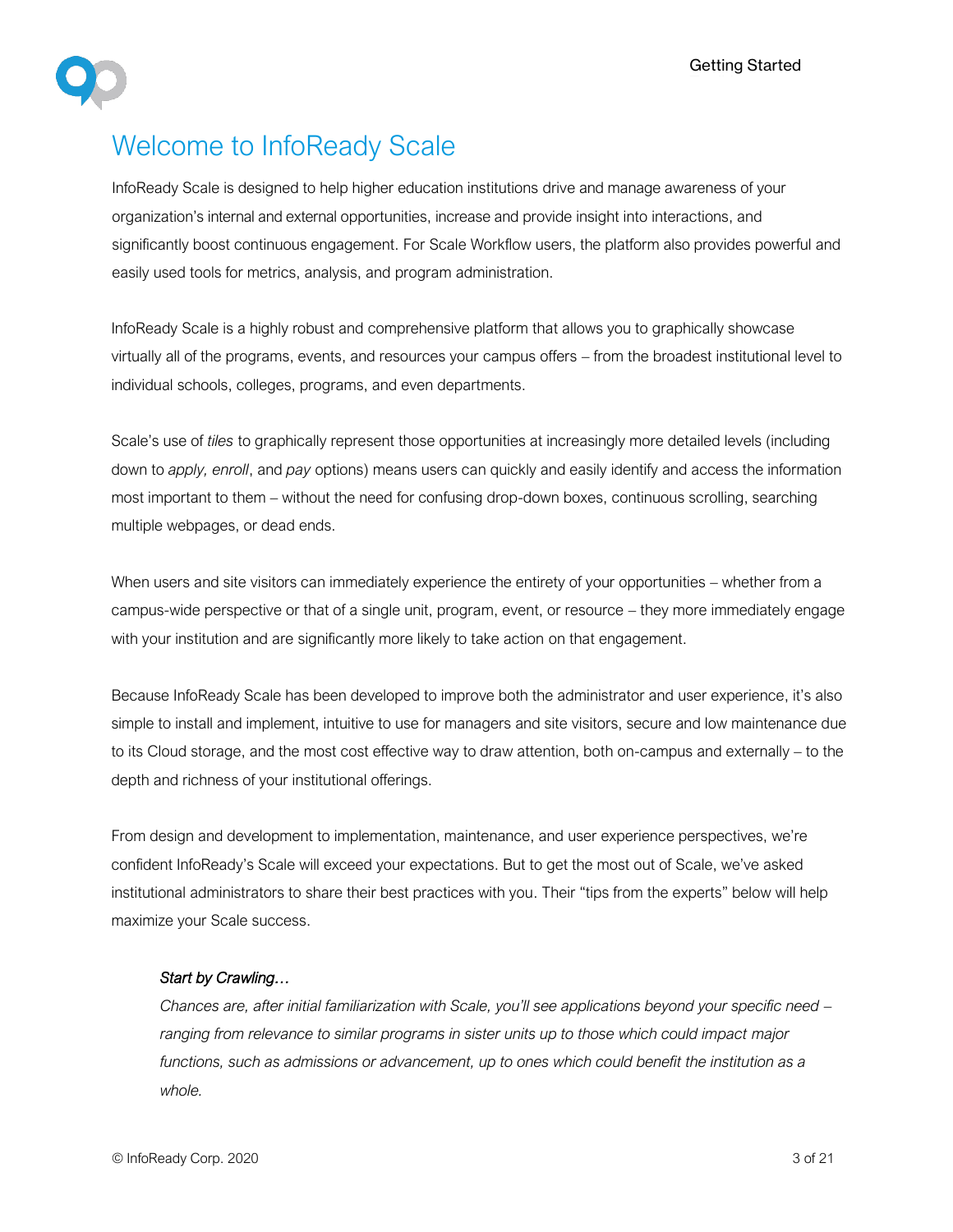# Welcome to InfoReady Scale

InfoReady Scale is designed to help higher education institutions drive and manage awareness of your organization's internal and external opportunities, increase and provide insight into interactions, and significantly boost continuous engagement. For Scale Workflow users, the platform also provides powerful and easily used tools for metrics, analysis, and program administration.

InfoReady Scale is a highly robust and comprehensive platform that allows you to graphically showcase virtually all of the programs, events, and resources your campus offers – from the broadest institutional level to individual schools, colleges, programs, and even departments.

Scale's use of *tiles* to graphically represent those opportunities at increasingly more detailed levels (including down to *apply, enroll*, and *pay* options) means users can quickly and easily identify and access the information most important to them – without the need for confusing drop-down boxes, continuous scrolling, searching multiple webpages, or dead ends.

When users and site visitors can immediately experience the entirety of your opportunities – whether from a campus-wide perspective or that of a single unit, program, event, or resource – they more immediately engage with your institution and are significantly more likely to take action on that engagement.

Because InfoReady Scale has been developed to improve both the administrator and user experience, it's also simple to install and implement, intuitive to use for managers and site visitors, secure and low maintenance due to its Cloud storage, and the most cost effective way to draw attention, both on-campus and externally – to the depth and richness of your institutional offerings.

From design and development to implementation, maintenance, and user experience perspectives, we're confident InfoReady's Scale will exceed your expectations. But to get the most out of Scale, we've asked institutional administrators to share their best practices with you. Their "tips from the experts" below will help maximize your Scale success.

> *Start by Crawling…*
>
> *Chances are, after initial familiarization with Scale, you'll see applications beyond your specific need – ranging from relevance to similar programs in sister units up to those which could impact major functions, such as admissions or advancement, up to ones which could benefit the institution as a whole.*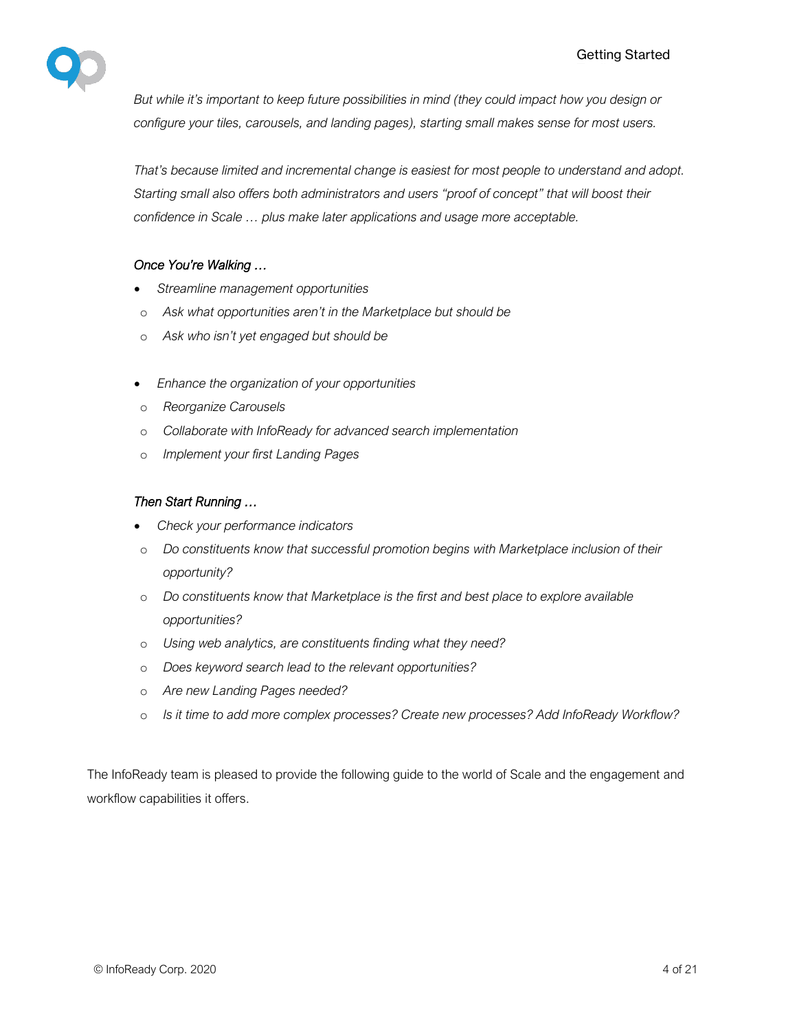*But while it's important to keep future possibilities in mind (they could impact how you design or configure your tiles, carousels, and landing pages), starting small makes sense for most users.*

*That's because limited and incremental change is easiest for most people to understand and adopt. Starting small also offers both administrators and users "proof of concept" that will boost their confidence in Scale … plus make later applications and usage more acceptable.*

*Once You're Walking …*

- *Streamline management opportunities*
  - *Ask what opportunities aren't in the Marketplace but should be*
  - *Ask who isn't yet engaged but should be*

- *Enhance the organization of your opportunities*
  - *Reorganize Carousels*
  - *Collaborate with InfoReady for advanced search implementation*
  - *Implement your first Landing Pages*

*Then Start Running …*

- *Check your performance indicators*
  - *Do constituents know that successful promotion begins with Marketplace inclusion of their opportunity?*
  - *Do constituents know that Marketplace is the first and best place to explore available opportunities?*
  - *Using web analytics, are constituents finding what they need?*
  - *Does keyword search lead to the relevant opportunities?*
  - *Are new Landing Pages needed?*
  - *Is it time to add more complex processes? Create new processes? Add InfoReady Workflow?*

The InfoReady team is pleased to provide the following guide to the world of Scale and the engagement and workflow capabilities it offers.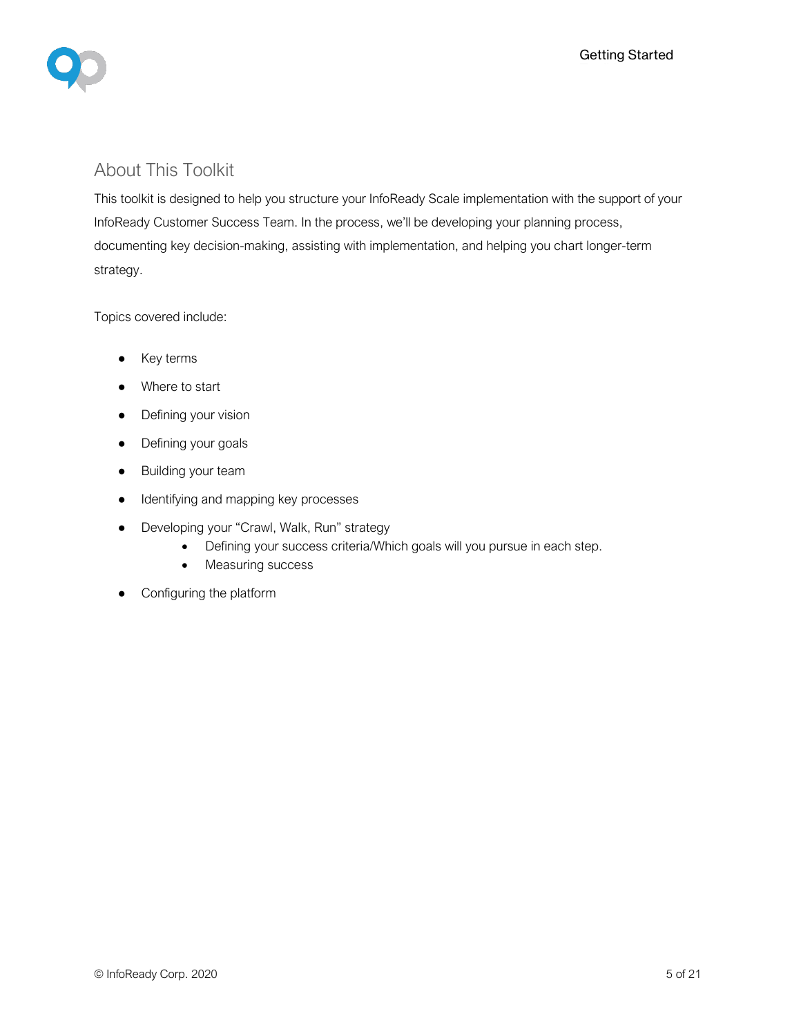## About This Toolkit

This toolkit is designed to help you structure your InfoReady Scale implementation with the support of your InfoReady Customer Success Team. In the process, we'll be developing your planning process, documenting key decision-making, assisting with implementation, and helping you chart longer-term strategy.

Topics covered include:

- Key terms
- Where to start
- Defining your vision
- Defining your goals
- Building your team
- Identifying and mapping key processes
- Developing your "Crawl, Walk, Run" strategy
    - Defining your success criteria/Which goals will you pursue in each step.
    - Measuring success
- Configuring the platform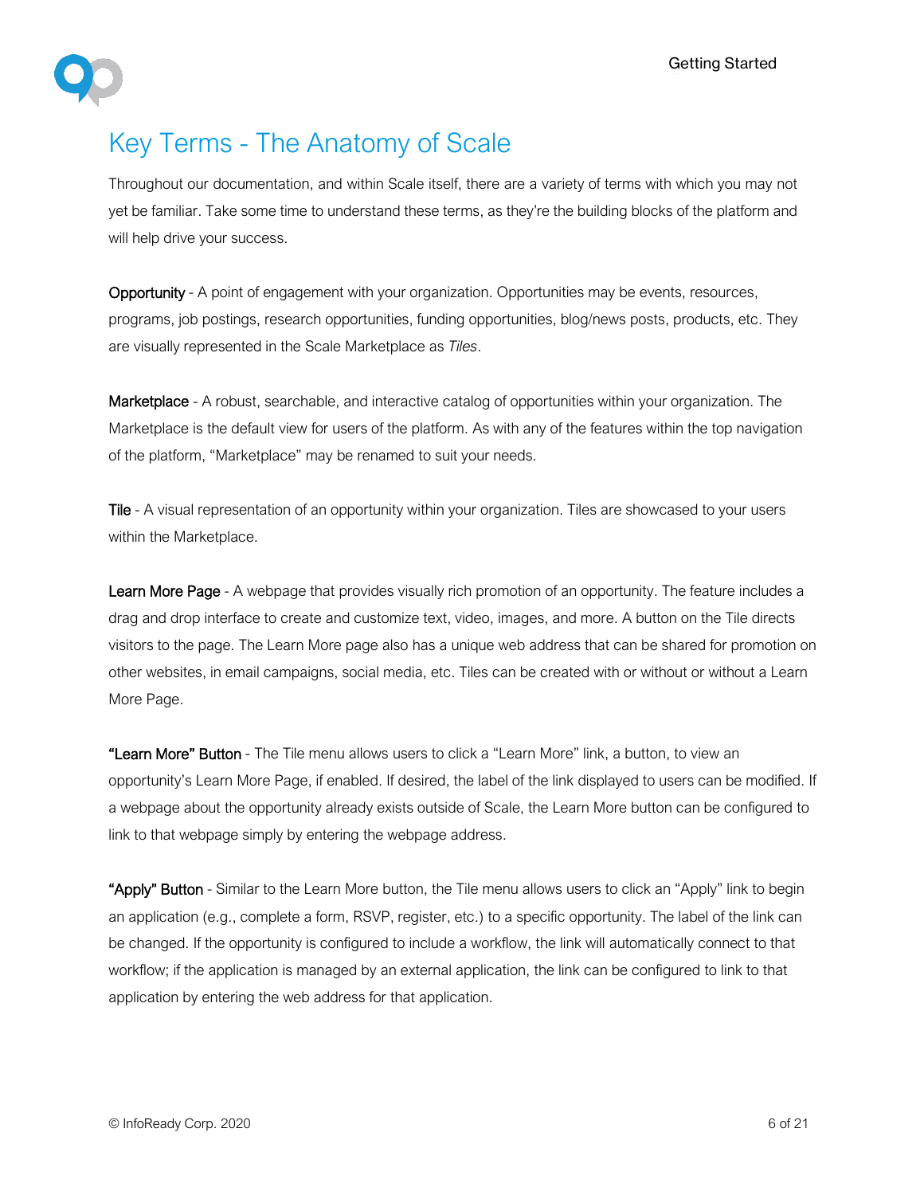# Key Terms - The Anatomy of Scale

Throughout our documentation, and within Scale itself, there are a variety of terms with which you may not yet be familiar. Take some time to understand these terms, as they're the building blocks of the platform and will help drive your success.

**Opportunity** - A point of engagement with your organization. Opportunities may be events, resources, programs, job postings, research opportunities, funding opportunities, blog/news posts, products, etc. They are visually represented in the Scale Marketplace as *Tiles*.

**Marketplace** - A robust, searchable, and interactive catalog of opportunities within your organization. The Marketplace is the default view for users of the platform. As with any of the features within the top navigation of the platform, "Marketplace" may be renamed to suit your needs.

**Tile** - A visual representation of an opportunity within your organization. Tiles are showcased to your users within the Marketplace.

**Learn More Page** - A webpage that provides visually rich promotion of an opportunity. The feature includes a drag and drop interface to create and customize text, video, images, and more. A button on the Tile directs visitors to the page. The Learn More page also has a unique web address that can be shared for promotion on other websites, in email campaigns, social media, etc. Tiles can be created with or without or without a Learn More Page.

**"Learn More" Button** - The Tile menu allows users to click a "Learn More" link, a button, to view an opportunity's Learn More Page, if enabled. If desired, the label of the link displayed to users can be modified. If a webpage about the opportunity already exists outside of Scale, the Learn More button can be configured to link to that webpage simply by entering the webpage address.

**"Apply" Button** - Similar to the Learn More button, the Tile menu allows users to click an "Apply" link to begin an application (e.g., complete a form, RSVP, register, etc.) to a specific opportunity. The label of the link can be changed. If the opportunity is configured to include a workflow, the link will automatically connect to that workflow; if the application is managed by an external application, the link can be configured to link to that application by entering the web address for that application.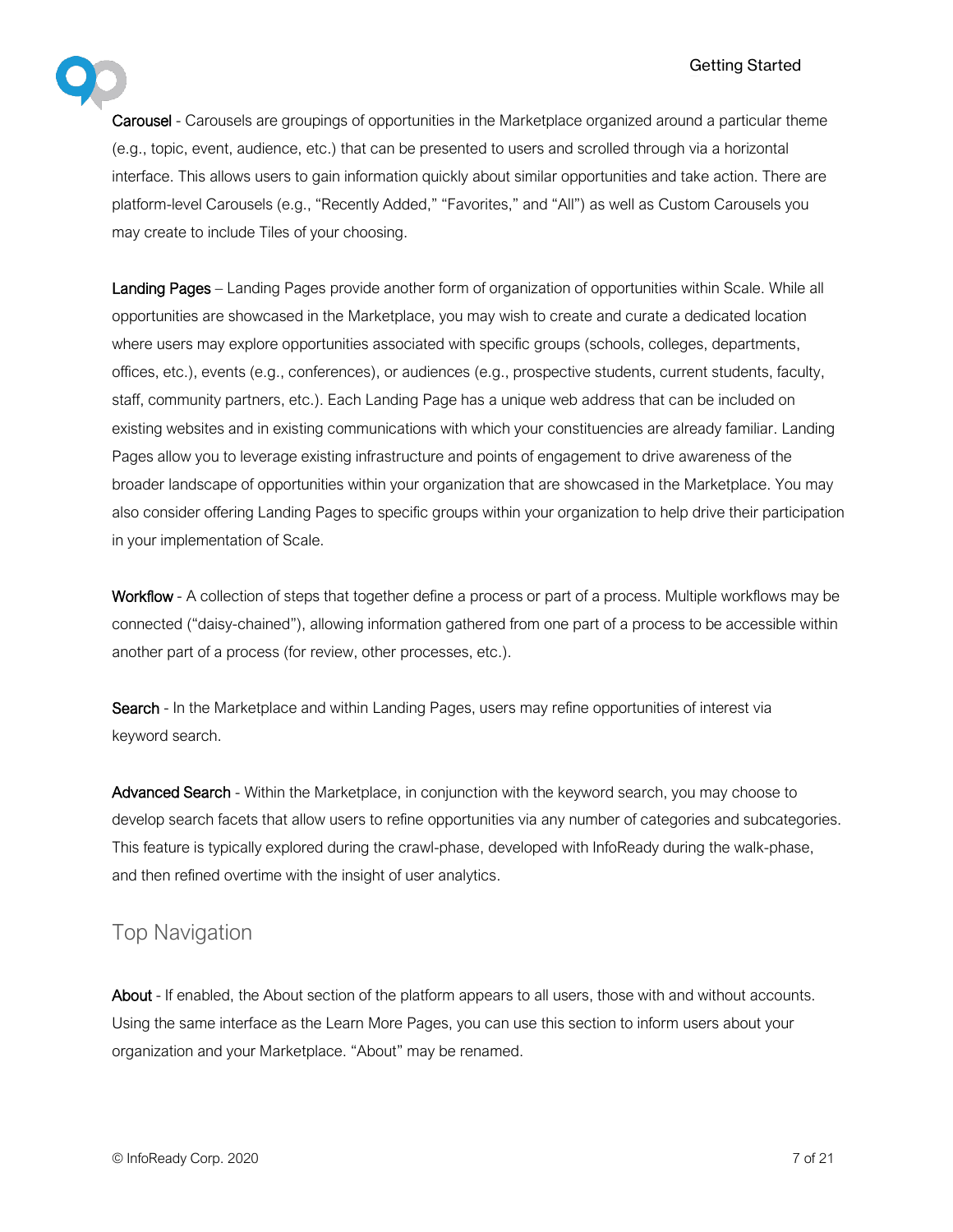Carousel - Carousels are groupings of opportunities in the Marketplace organized around a particular theme (e.g., topic, event, audience, etc.) that can be presented to users and scrolled through via a horizontal interface. This allows users to gain information quickly about similar opportunities and take action. There are platform-level Carousels (e.g., "Recently Added," "Favorites," and "All") as well as Custom Carousels you may create to include Tiles of your choosing.

Landing Pages – Landing Pages provide another form of organization of opportunities within Scale. While all opportunities are showcased in the Marketplace, you may wish to create and curate a dedicated location where users may explore opportunities associated with specific groups (schools, colleges, departments, offices, etc.), events (e.g., conferences), or audiences (e.g., prospective students, current students, faculty, staff, community partners, etc.). Each Landing Page has a unique web address that can be included on existing websites and in existing communications with which your constituencies are already familiar. Landing Pages allow you to leverage existing infrastructure and points of engagement to drive awareness of the broader landscape of opportunities within your organization that are showcased in the Marketplace. You may also consider offering Landing Pages to specific groups within your organization to help drive their participation in your implementation of Scale.

Workflow - A collection of steps that together define a process or part of a process. Multiple workflows may be connected ("daisy-chained"), allowing information gathered from one part of a process to be accessible within another part of a process (for review, other processes, etc.).

Search - In the Marketplace and within Landing Pages, users may refine opportunities of interest via keyword search.

Advanced Search - Within the Marketplace, in conjunction with the keyword search, you may choose to develop search facets that allow users to refine opportunities via any number of categories and subcategories. This feature is typically explored during the crawl-phase, developed with InfoReady during the walk-phase, and then refined overtime with the insight of user analytics.

## Top Navigation

About - If enabled, the About section of the platform appears to all users, those with and without accounts. Using the same interface as the Learn More Pages, you can use this section to inform users about your organization and your Marketplace. "About" may be renamed.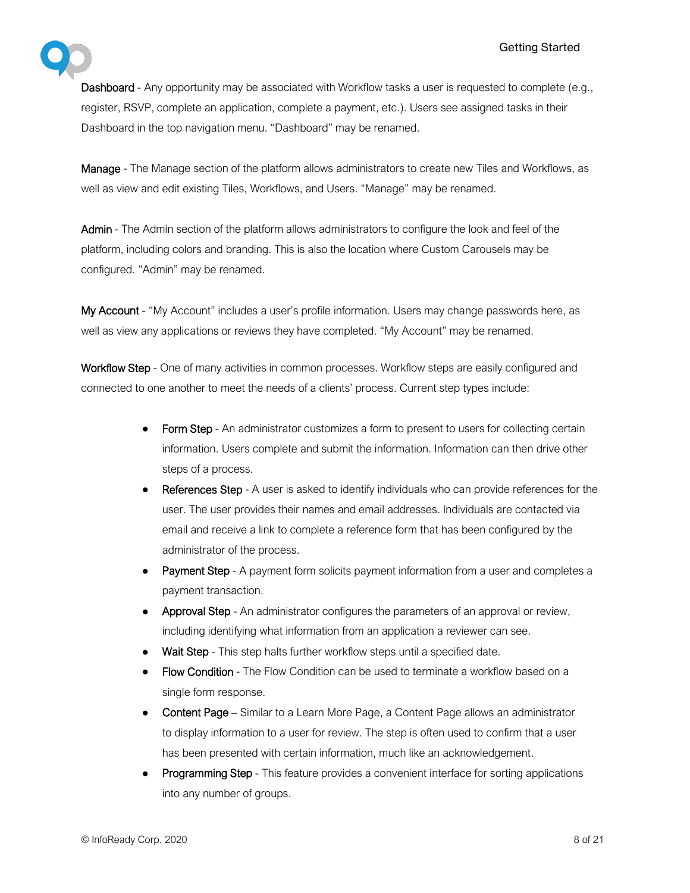Dashboard - Any opportunity may be associated with Workflow tasks a user is requested to complete (e.g., register, RSVP, complete an application, complete a payment, etc.). Users see assigned tasks in their Dashboard in the top navigation menu. "Dashboard" may be renamed.

Manage - The Manage section of the platform allows administrators to create new Tiles and Workflows, as well as view and edit existing Tiles, Workflows, and Users. "Manage" may be renamed.

Admin - The Admin section of the platform allows administrators to configure the look and feel of the platform, including colors and branding. This is also the location where Custom Carousels may be configured. "Admin" may be renamed.

My Account - "My Account" includes a user's profile information. Users may change passwords here, as well as view any applications or reviews they have completed. "My Account" may be renamed.

Workflow Step - One of many activities in common processes. Workflow steps are easily configured and connected to one another to meet the needs of a clients' process. Current step types include:

- Form Step - An administrator customizes a form to present to users for collecting certain information. Users complete and submit the information. Information can then drive other steps of a process.
- References Step - A user is asked to identify individuals who can provide references for the user. The user provides their names and email addresses. Individuals are contacted via email and receive a link to complete a reference form that has been configured by the administrator of the process.
- Payment Step - A payment form solicits payment information from a user and completes a payment transaction.
- Approval Step - An administrator configures the parameters of an approval or review, including identifying what information from an application a reviewer can see.
- Wait Step - This step halts further workflow steps until a specified date.
- Flow Condition - The Flow Condition can be used to terminate a workflow based on a single form response.
- Content Page – Similar to a Learn More Page, a Content Page allows an administrator to display information to a user for review. The step is often used to confirm that a user has been presented with certain information, much like an acknowledgement.
- Programming Step - This feature provides a convenient interface for sorting applications into any number of groups.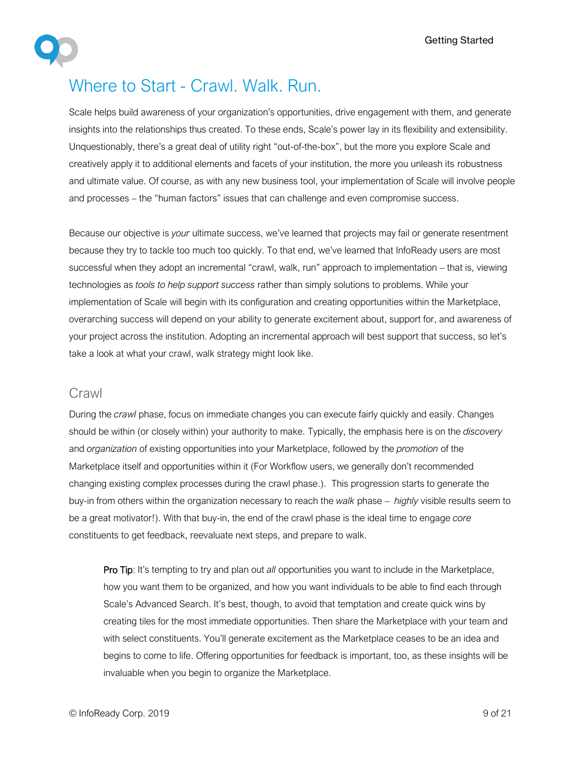# Where to Start - Crawl. Walk. Run.

Scale helps build awareness of your organization's opportunities, drive engagement with them, and generate insights into the relationships thus created. To these ends, Scale's power lay in its flexibility and extensibility. Unquestionably, there's a great deal of utility right "out-of-the-box", but the more you explore Scale and creatively apply it to additional elements and facets of your institution, the more you unleash its robustness and ultimate value. Of course, as with any new business tool, your implementation of Scale will involve people and processes – the "human factors" issues that can challenge and even compromise success.

Because our objective is *your* ultimate success, we've learned that projects may fail or generate resentment because they try to tackle too much too quickly. To that end, we've learned that InfoReady users are most successful when they adopt an incremental "crawl, walk, run" approach to implementation – that is, viewing technologies as *tools to help support success* rather than simply solutions to problems. While your implementation of Scale will begin with its configuration and creating opportunities within the Marketplace, overarching success will depend on your ability to generate excitement about, support for, and awareness of your project across the institution. Adopting an incremental approach will best support that success, so let's take a look at what your crawl, walk strategy might look like.

## Crawl

During the *crawl* phase, focus on immediate changes you can execute fairly quickly and easily. Changes should be within (or closely within) your authority to make. Typically, the emphasis here is on the *discovery* and *organization* of existing opportunities into your Marketplace, followed by the *promotion* of the Marketplace itself and opportunities within it (For Workflow users, we generally don't recommended changing existing complex processes during the crawl phase.). This progression starts to generate the buy-in from others within the organization necessary to reach the *walk* phase – *highly* visible results seem to be a great motivator!). With that buy-in, the end of the crawl phase is the ideal time to engage *core* constituents to get feedback, reevaluate next steps, and prepare to walk.

> Pro Tip: It's tempting to try and plan out *all* opportunities you want to include in the Marketplace, how you want them to be organized, and how you want individuals to be able to find each through Scale's Advanced Search. It's best, though, to avoid that temptation and create quick wins by creating tiles for the most immediate opportunities. Then share the Marketplace with your team and with select constituents. You'll generate excitement as the Marketplace ceases to be an idea and begins to come to life. Offering opportunities for feedback is important, too, as these insights will be invaluable when you begin to organize the Marketplace.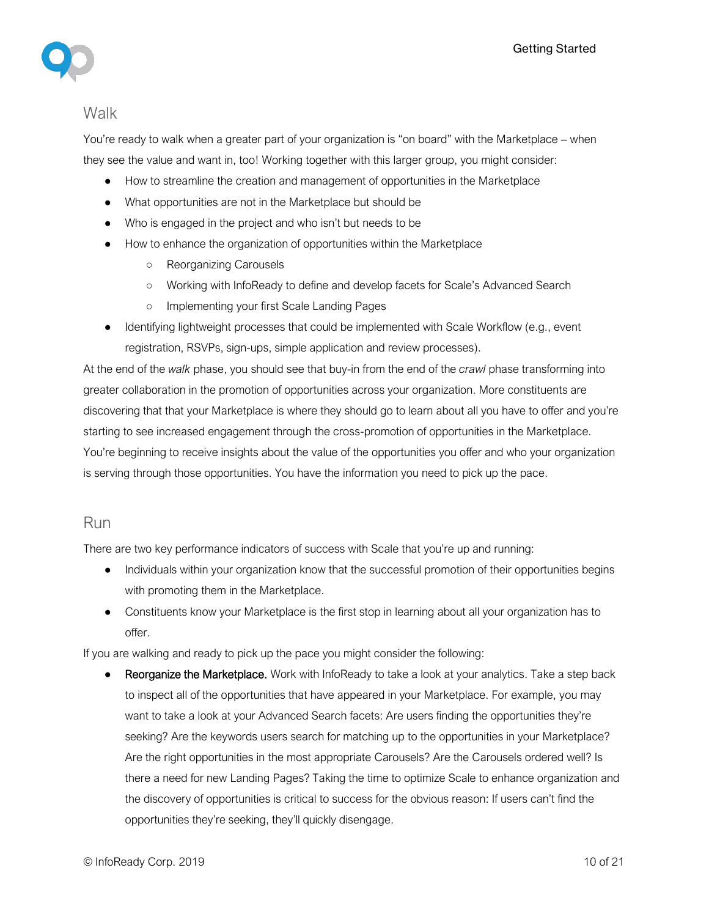## Walk

You're ready to walk when a greater part of your organization is "on board" with the Marketplace – when they see the value and want in, too! Working together with this larger group, you might consider:

- How to streamline the creation and management of opportunities in the Marketplace
- What opportunities are not in the Marketplace but should be
- Who is engaged in the project and who isn't but needs to be
- How to enhance the organization of opportunities within the Marketplace
  - Reorganizing Carousels
  - Working with InfoReady to define and develop facets for Scale's Advanced Search
  - Implementing your first Scale Landing Pages
- Identifying lightweight processes that could be implemented with Scale Workflow (e.g., event registration, RSVPs, sign-ups, simple application and review processes).

At the end of the *walk* phase, you should see that buy-in from the end of the *crawl* phase transforming into greater collaboration in the promotion of opportunities across your organization. More constituents are discovering that that your Marketplace is where they should go to learn about all you have to offer and you're starting to see increased engagement through the cross-promotion of opportunities in the Marketplace. You're beginning to receive insights about the value of the opportunities you offer and who your organization is serving through those opportunities. You have the information you need to pick up the pace.

## Run

There are two key performance indicators of success with Scale that you're up and running:

- Individuals within your organization know that the successful promotion of their opportunities begins with promoting them in the Marketplace.
- Constituents know your Marketplace is the first stop in learning about all your organization has to offer.

If you are walking and ready to pick up the pace you might consider the following:

- Reorganize the Marketplace. Work with InfoReady to take a look at your analytics. Take a step back to inspect all of the opportunities that have appeared in your Marketplace. For example, you may want to take a look at your Advanced Search facets: Are users finding the opportunities they're seeking? Are the keywords users search for matching up to the opportunities in your Marketplace? Are the right opportunities in the most appropriate Carousels? Are the Carousels ordered well? Is there a need for new Landing Pages? Taking the time to optimize Scale to enhance organization and the discovery of opportunities is critical to success for the obvious reason: If users can't find the opportunities they're seeking, they'll quickly disengage.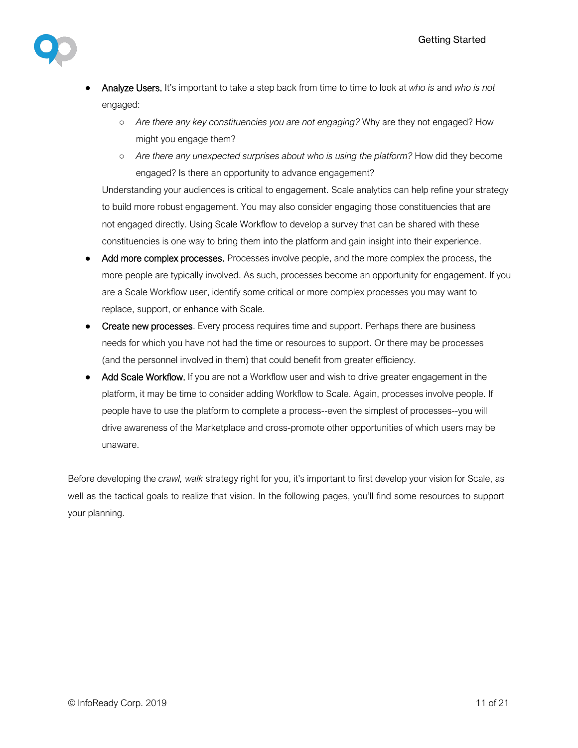- Analyze Users. It's important to take a step back from time to time to look at *who is* and *who is not* engaged:
  - *Are there any key constituencies you are not engaging?* Why are they not engaged? How might you engage them?
  - *Are there any unexpected surprises about who is using the platform?* How did they become engaged? Is there an opportunity to advance engagement?

  Understanding your audiences is critical to engagement. Scale analytics can help refine your strategy to build more robust engagement. You may also consider engaging those constituencies that are not engaged directly. Using Scale Workflow to develop a survey that can be shared with these constituencies is one way to bring them into the platform and gain insight into their experience.
- Add more complex processes. Processes involve people, and the more complex the process, the more people are typically involved. As such, processes become an opportunity for engagement. If you are a Scale Workflow user, identify some critical or more complex processes you may want to replace, support, or enhance with Scale.
- Create new processes. Every process requires time and support. Perhaps there are business needs for which you have not had the time or resources to support. Or there may be processes (and the personnel involved in them) that could benefit from greater efficiency.
- Add Scale Workflow. If you are not a Workflow user and wish to drive greater engagement in the platform, it may be time to consider adding Workflow to Scale. Again, processes involve people. If people have to use the platform to complete a process--even the simplest of processes--you will drive awareness of the Marketplace and cross-promote other opportunities of which users may be unaware.

Before developing the *crawl, walk* strategy right for you, it's important to first develop your vision for Scale, as well as the tactical goals to realize that vision. In the following pages, you'll find some resources to support your planning.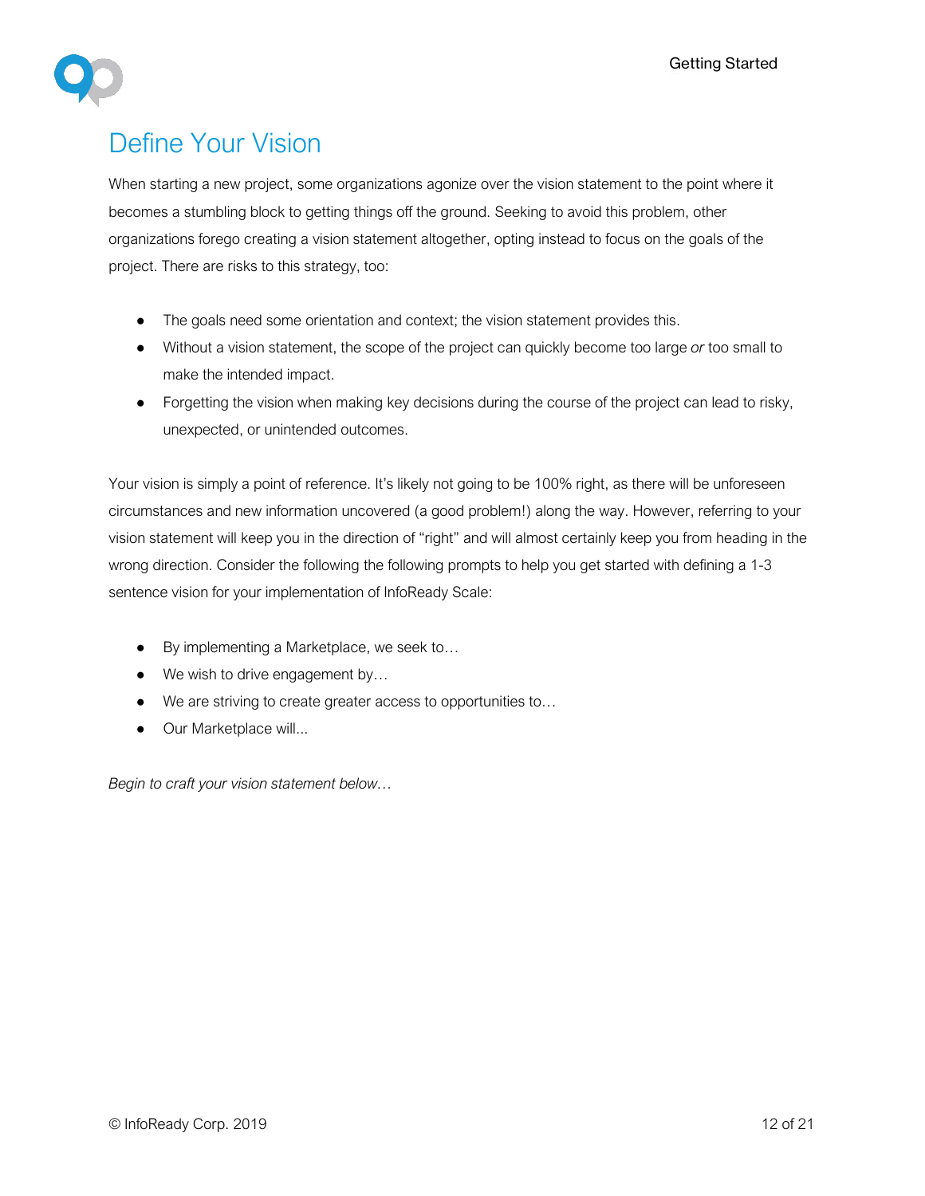# Define Your Vision

When starting a new project, some organizations agonize over the vision statement to the point where it becomes a stumbling block to getting things off the ground. Seeking to avoid this problem, other organizations forego creating a vision statement altogether, opting instead to focus on the goals of the project. There are risks to this strategy, too:

- The goals need some orientation and context; the vision statement provides this.
- Without a vision statement, the scope of the project can quickly become too large *or* too small to make the intended impact.
- Forgetting the vision when making key decisions during the course of the project can lead to risky, unexpected, or unintended outcomes.

Your vision is simply a point of reference. It's likely not going to be 100% right, as there will be unforeseen circumstances and new information uncovered (a good problem!) along the way. However, referring to your vision statement will keep you in the direction of "right" and will almost certainly keep you from heading in the wrong direction. Consider the following the following prompts to help you get started with defining a 1-3 sentence vision for your implementation of InfoReady Scale:

- By implementing a Marketplace, we seek to…
- We wish to drive engagement by…
- We are striving to create greater access to opportunities to…
- Our Marketplace will...

*Begin to craft your vision statement below…*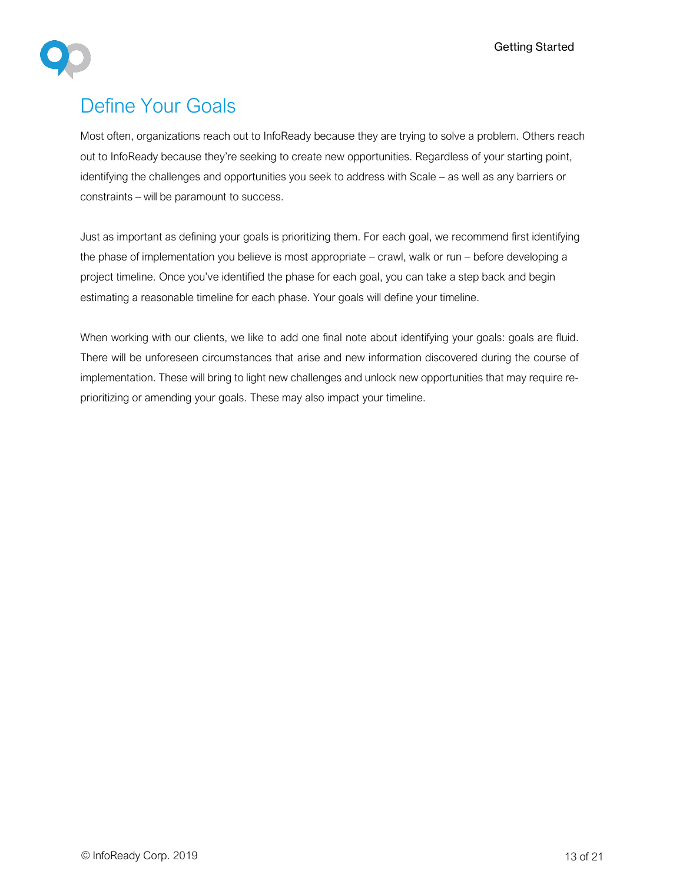# Define Your Goals

Most often, organizations reach out to InfoReady because they are trying to solve a problem. Others reach out to InfoReady because they're seeking to create new opportunities. Regardless of your starting point, identifying the challenges and opportunities you seek to address with Scale – as well as any barriers or constraints – will be paramount to success.

Just as important as defining your goals is prioritizing them. For each goal, we recommend first identifying the phase of implementation you believe is most appropriate – crawl, walk or run – before developing a project timeline. Once you've identified the phase for each goal, you can take a step back and begin estimating a reasonable timeline for each phase. Your goals will define your timeline.

When working with our clients, we like to add one final note about identifying your goals: goals are fluid. There will be unforeseen circumstances that arise and new information discovered during the course of implementation. These will bring to light new challenges and unlock new opportunities that may require re-prioritizing or amending your goals. These may also impact your timeline.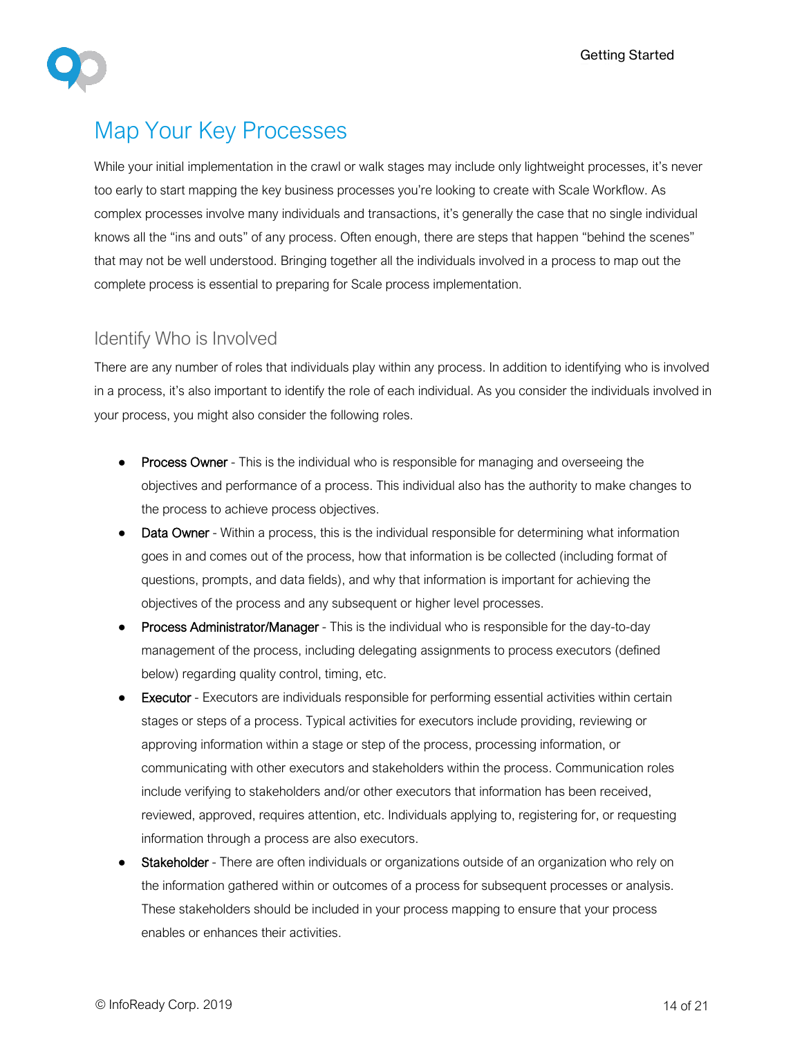# Map Your Key Processes

While your initial implementation in the crawl or walk stages may include only lightweight processes, it's never too early to start mapping the key business processes you're looking to create with Scale Workflow. As complex processes involve many individuals and transactions, it's generally the case that no single individual knows all the "ins and outs" of any process. Often enough, there are steps that happen "behind the scenes" that may not be well understood. Bringing together all the individuals involved in a process to map out the complete process is essential to preparing for Scale process implementation.

## Identify Who is Involved

There are any number of roles that individuals play within any process. In addition to identifying who is involved in a process, it's also important to identify the role of each individual. As you consider the individuals involved in your process, you might also consider the following roles.

- Process Owner - This is the individual who is responsible for managing and overseeing the objectives and performance of a process. This individual also has the authority to make changes to the process to achieve process objectives.
- Data Owner - Within a process, this is the individual responsible for determining what information goes in and comes out of the process, how that information is be collected (including format of questions, prompts, and data fields), and why that information is important for achieving the objectives of the process and any subsequent or higher level processes.
- Process Administrator/Manager - This is the individual who is responsible for the day-to-day management of the process, including delegating assignments to process executors (defined below) regarding quality control, timing, etc.
- Executor - Executors are individuals responsible for performing essential activities within certain stages or steps of a process. Typical activities for executors include providing, reviewing or approving information within a stage or step of the process, processing information, or communicating with other executors and stakeholders within the process. Communication roles include verifying to stakeholders and/or other executors that information has been received, reviewed, approved, requires attention, etc. Individuals applying to, registering for, or requesting information through a process are also executors.
- Stakeholder - There are often individuals or organizations outside of an organization who rely on the information gathered within or outcomes of a process for subsequent processes or analysis. These stakeholders should be included in your process mapping to ensure that your process enables or enhances their activities.

© InfoReady Corp. 2019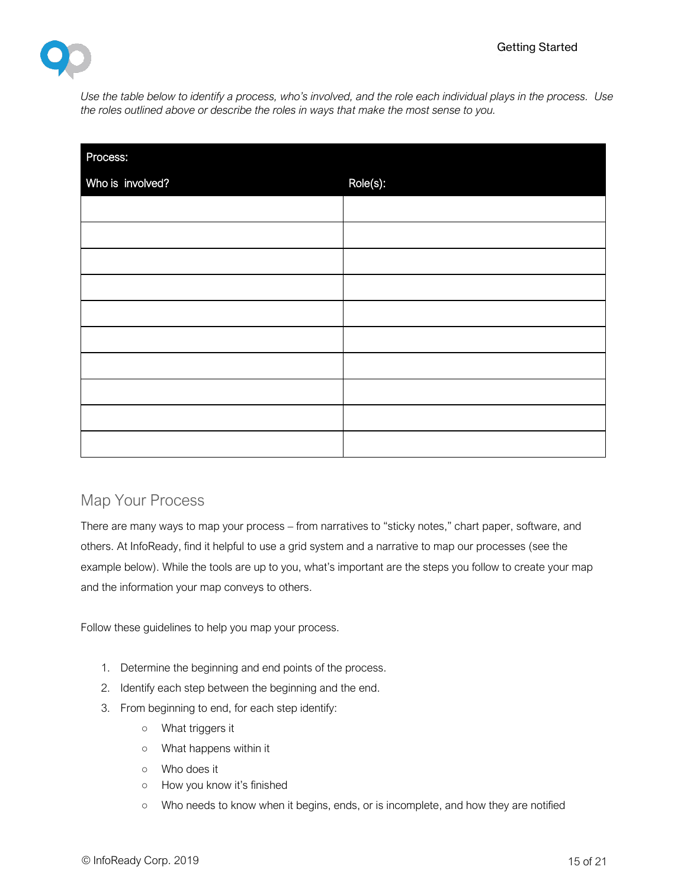*Use the table below to identify a process, who's involved, and the role each individual plays in the process. Use the roles outlined above or describe the roles in ways that make the most sense to you.*

| Process: | |
|---|---|
| **Who is involved?** | **Role(s):** |
| | |
| | |
| | |
| | |
| | |
| | |
| | |
| | |
| | |
| | |

## Map Your Process

There are many ways to map your process – from narratives to "sticky notes," chart paper, software, and others. At InfoReady, find it helpful to use a grid system and a narrative to map our processes (see the example below). While the tools are up to you, what's important are the steps you follow to create your map and the information your map conveys to others.

Follow these guidelines to help you map your process.

1. Determine the beginning and end points of the process.
2. Identify each step between the beginning and the end.
3. From beginning to end, for each step identify:
    - What triggers it
    - What happens within it
    - Who does it
    - How you know it's finished
    - Who needs to know when it begins, ends, or is incomplete, and how they are notified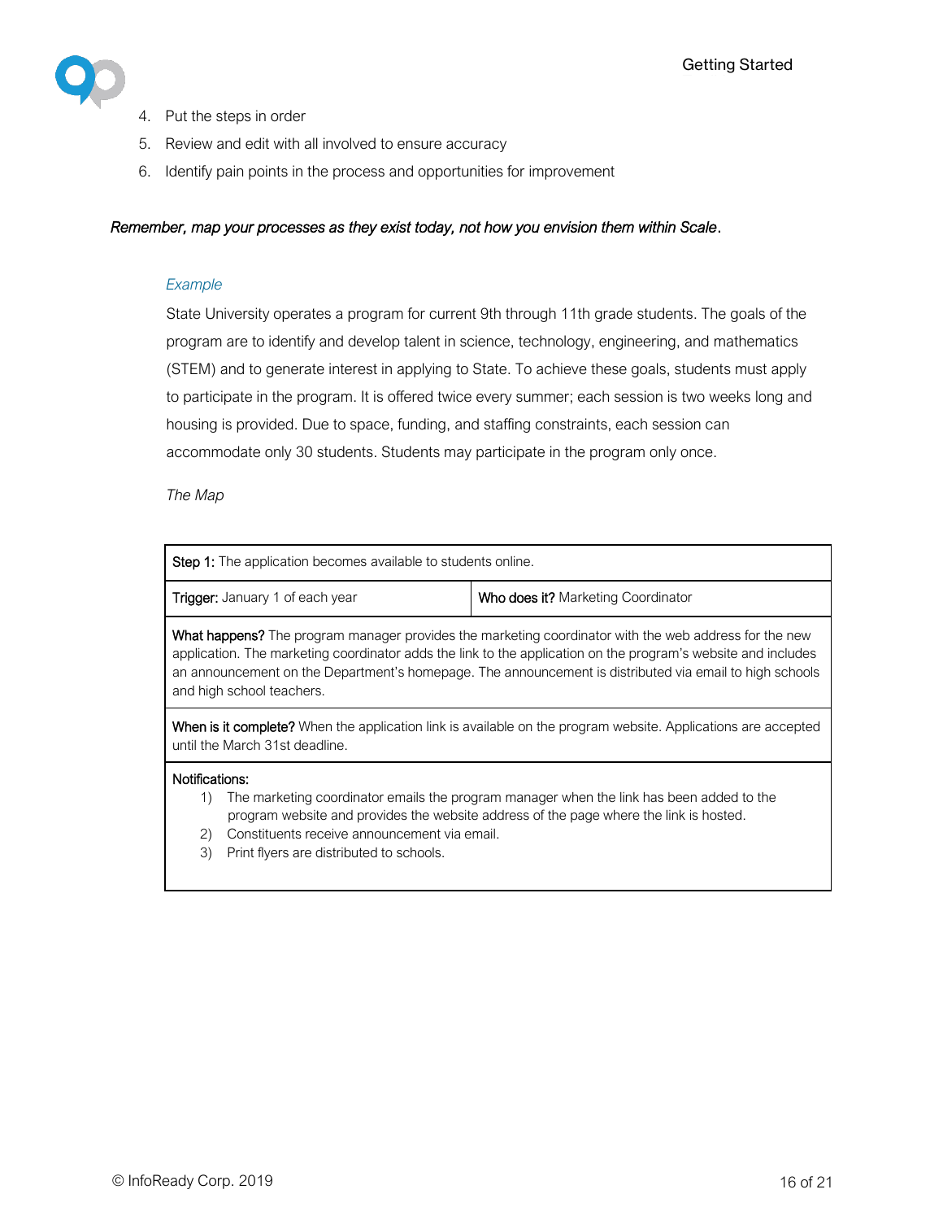4. Put the steps in order
5. Review and edit with all involved to ensure accuracy
6. Identify pain points in the process and opportunities for improvement

***Remember, map your processes as they exist today, not how you envision them within Scale.***

*Example*

State University operates a program for current 9th through 11th grade students. The goals of the program are to identify and develop talent in science, technology, engineering, and mathematics (STEM) and to generate interest in applying to State. To achieve these goals, students must apply to participate in the program. It is offered twice every summer; each session is two weeks long and housing is provided. Due to space, funding, and staffing constraints, each session can accommodate only 30 students. Students may participate in the program only once.

*The Map*

| **Step 1:** The application becomes available to students online. | |
|---|---|
| **Trigger:** January 1 of each year | **Who does it?** Marketing Coordinator |
| **What happens?** The program manager provides the marketing coordinator with the web address for the new application. The marketing coordinator adds the link to the application on the program's website and includes an announcement on the Department's homepage. The announcement is distributed via email to high schools and high school teachers. | |
| **When is it complete?** When the application link is available on the program website. Applications are accepted until the March 31st deadline. | |
| **Notifications:** 1) The marketing coordinator emails the program manager when the link has been added to the program website and provides the website address of the page where the link is hosted. 2) Constituents receive announcement via email. 3) Print flyers are distributed to schools. | |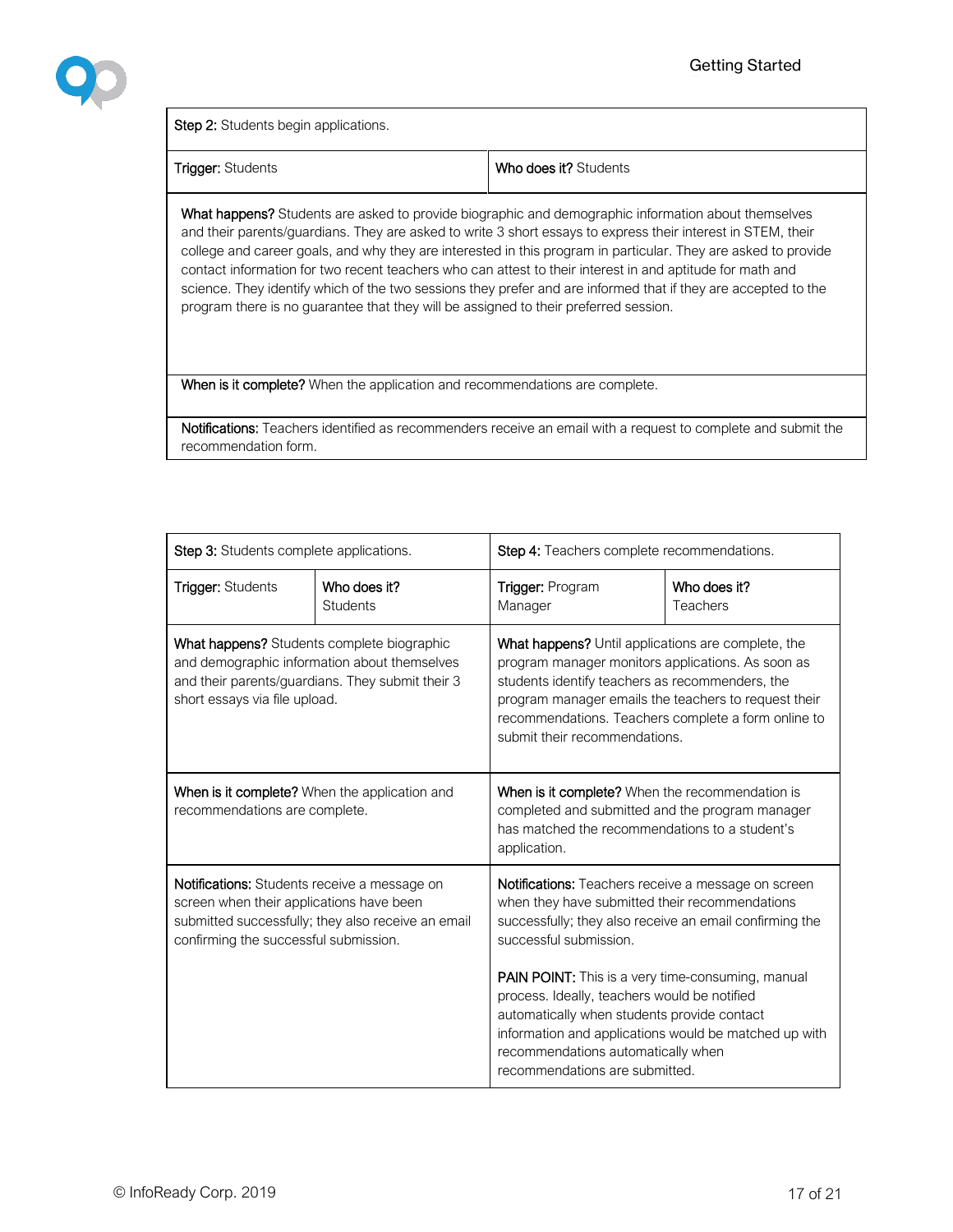| **Step 2:** Students begin applications. | |
|---|---|
| **Trigger:** Students | **Who does it?** Students |
| **What happens?** Students are asked to provide biographic and demographic information about themselves and their parents/guardians. They are asked to write 3 short essays to express their interest in STEM, their college and career goals, and why they are interested in this program in particular. They are asked to provide contact information for two recent teachers who can attest to their interest in and aptitude for math and science. They identify which of the two sessions they prefer and are informed that if they are accepted to the program there is no guarantee that they will be assigned to their preferred session. | |
| **When is it complete?** When the application and recommendations are complete. | |
| **Notifications:** Teachers identified as recommenders receive an email with a request to complete and submit the recommendation form. | |

| **Step 3:** Students complete applications. | | **Step 4:** Teachers complete recommendations. | |
|---|---|---|---|
| **Trigger:** Students | **Who does it?** Students | **Trigger:** Program Manager | **Who does it?** Teachers |
| **What happens?** Students complete biographic and demographic information about themselves and their parents/guardians. They submit their 3 short essays via file upload. | | **What happens?** Until applications are complete, the program manager monitors applications. As soon as students identify teachers as recommenders, the program manager emails the teachers to request their recommendations. Teachers complete a form online to submit their recommendations. | |
| **When is it complete?** When the application and recommendations are complete. | | **When is it complete?** When the recommendation is completed and submitted and the program manager has matched the recommendations to a student's application. | |
| **Notifications:** Students receive a message on screen when their applications have been submitted successfully; they also receive an email confirming the successful submission. | | **Notifications:** Teachers receive a message on screen when they have submitted their recommendations successfully; they also receive an email confirming the successful submission.<br><br>**PAIN POINT:** This is a very time-consuming, manual process. Ideally, teachers would be notified automatically when students provide contact information and applications would be matched up with recommendations automatically when recommendations are submitted. | |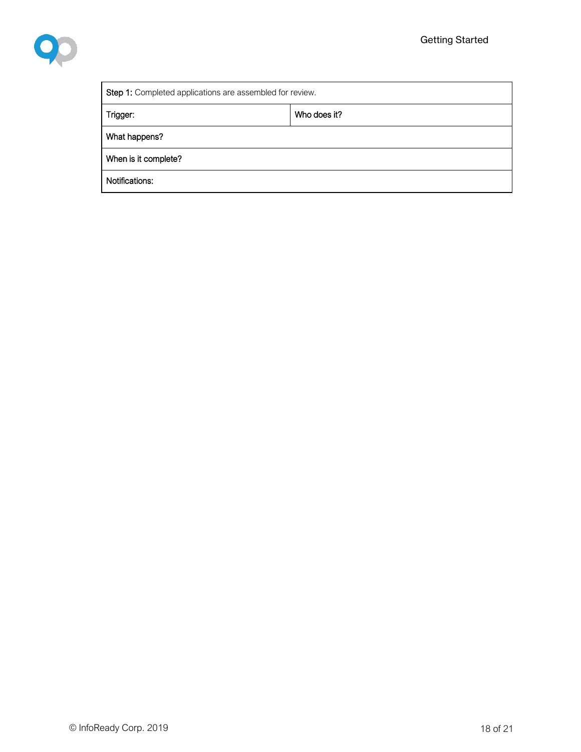| **Step 1:** Completed applications are assembled for review. | |
|---|---|
| Trigger: | Who does it? |
| What happens? | |
| When is it complete? | |
| Notifications: | |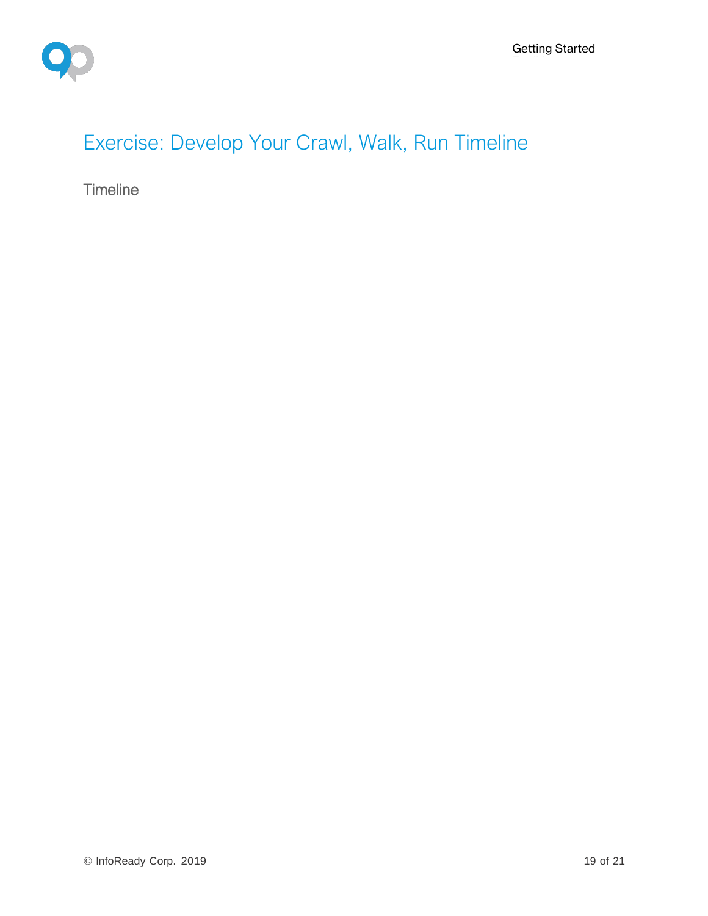# Exercise: Develop Your Crawl, Walk, Run Timeline

## Timeline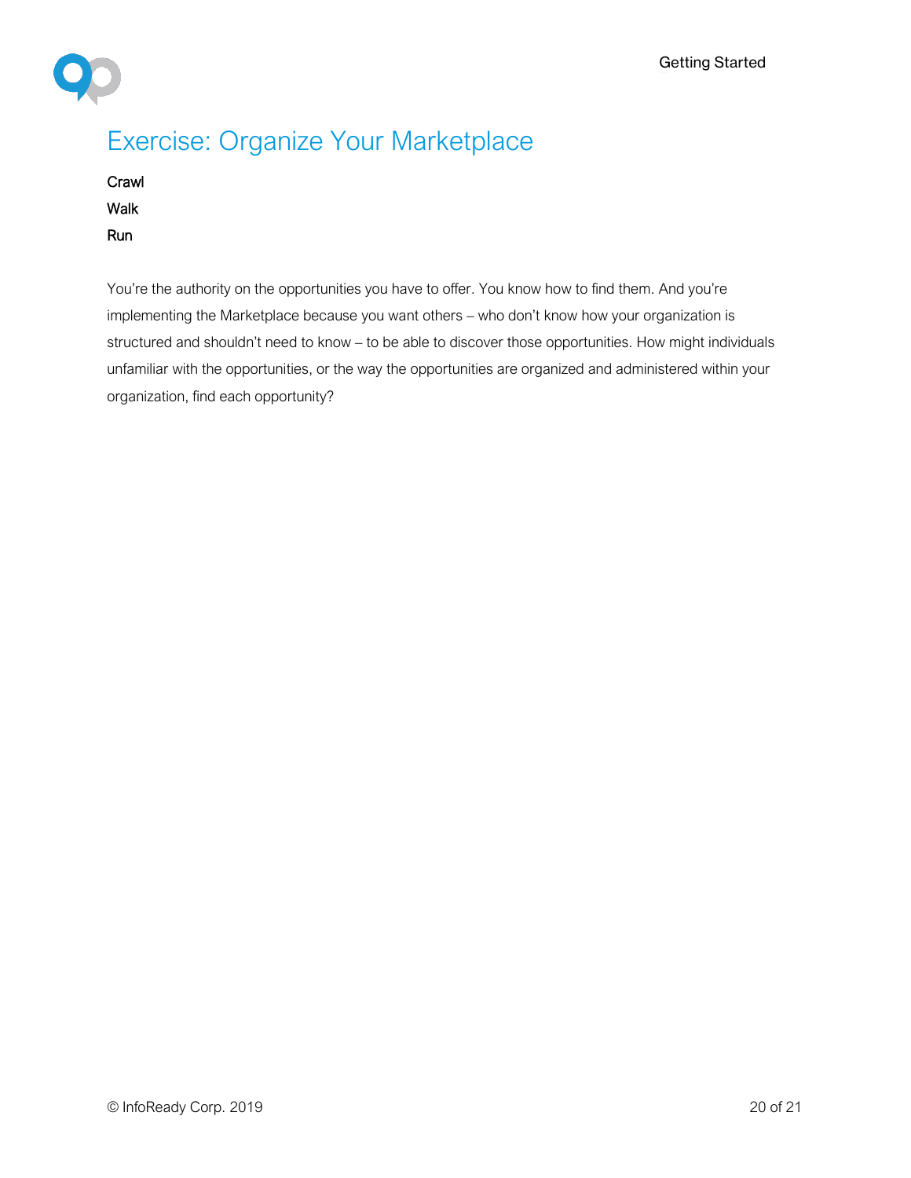# Exercise: Organize Your Marketplace

Crawl

Walk

Run

You're the authority on the opportunities you have to offer. You know how to find them. And you're implementing the Marketplace because you want others – who don't know how your organization is structured and shouldn't need to know – to be able to discover those opportunities. How might individuals unfamiliar with the opportunities, or the way the opportunities are organized and administered within your organization, find each opportunity?